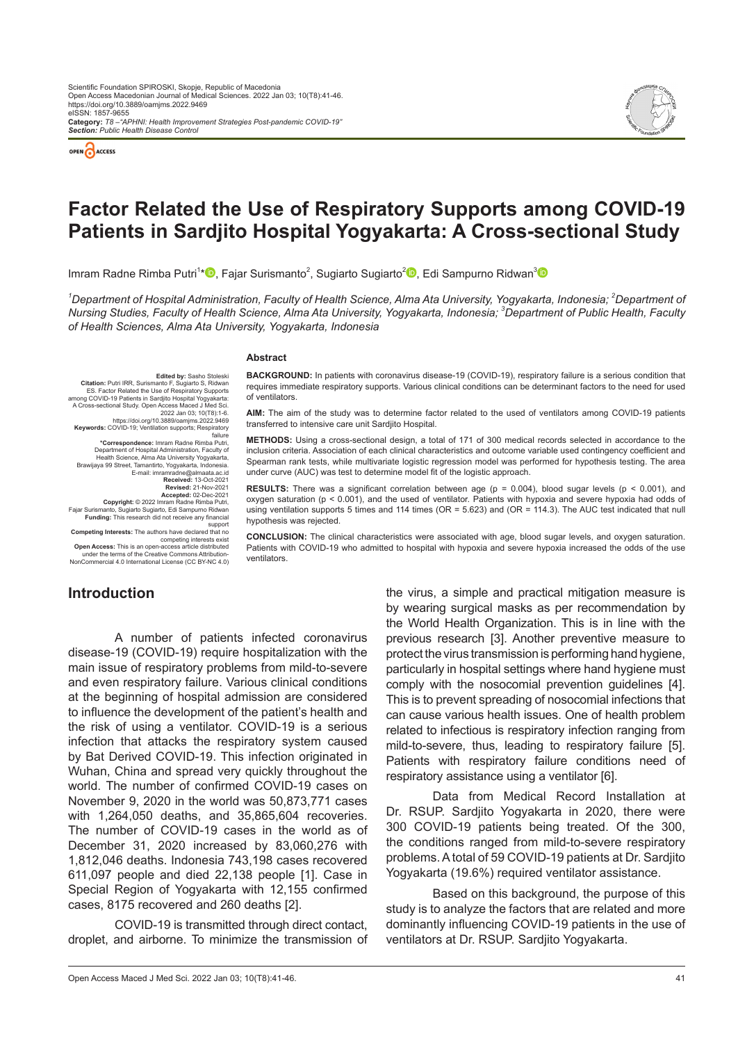Scientific Foundation SPIROSKI, Skopje, Republic of Macedonia
Open Access Macedonian Journal of Medical Sciences. 2022 Jan 03; 10(T8):41-46.
https://doi.org/10.3889/oamjms.2022.9469
eISSN: 1857-9655
**Category:** *T8 –"APHNI: Health Improvement Strategies Post-pandemic COVID-19"*
***Section:** Public Health Disease Control*

# Factor Related the Use of Respiratory Supports among COVID-19 Patients in Sardjito Hospital Yogyakarta: A Cross-sectional Study

Imram Radne Rimba Putri[1]*, Fajar Surismanto[2], Sugiarto Sugiarto[2], Edi Sampurno Ridwan[3]

*[1]Department of Hospital Administration, Faculty of Health Science, Alma Ata University, Yogyakarta, Indonesia; [2]Department of Nursing Studies, Faculty of Health Science, Alma Ata University, Yogyakarta, Indonesia; [3]Department of Public Health, Faculty of Health Sciences, Alma Ata University, Yogyakarta, Indonesia*

**Edited by:** Sasho Stoleski
**Citation:** Putri IRR, Surismanto F, Sugiarto S, Ridwan ES. Factor Related the Use of Respiratory Supports among COVID-19 Patients in Sardjito Hospital Yogyakarta: A Cross-sectional Study. Open Access Maced J Med Sci. 2022 Jan 03; 10(T8):1-6. https://doi.org/10.3889/oamjms.2022.9469
**Keywords:** COVID-19; Ventilation supports; Respiratory failure
**\*Correspondence:** Imram Radne Rimba Putri, Department of Hospital Administration, Faculty of Health Science, Alma Ata University Yogyakarta, Brawijaya 99 Street, Tamantirto, Yogyakarta, Indonesia. E-mail: imramradne@almaata.ac.id
**Received:** 13-Oct-2021
**Revised:** 21-Nov-2021
**Accepted:** 02-Dec-2021
**Copyright:** © 2022 Imram Radne Rimba Putri, Fajar Surismanto, Sugiarto Sugiarto, Edi Sampurno Ridwan
**Funding:** This research did not receive any financial support
**Competing Interests:** The authors have declared that no competing interests exist
**Open Access:** This is an open-access article distributed under the terms of the Creative Commons Attribution-NonCommercial 4.0 International License (CC BY-NC 4.0)

**Abstract**

**BACKGROUND:** In patients with coronavirus disease-19 (COVID-19), respiratory failure is a serious condition that requires immediate respiratory supports. Various clinical conditions can be determinant factors to the need for used of ventilators.

**AIM:** The aim of the study was to determine factor related to the used of ventilators among COVID-19 patients transferred to intensive care unit Sardjito Hospital.

**METHODS:** Using a cross-sectional design, a total of 171 of 300 medical records selected in accordance to the inclusion criteria. Association of each clinical characteristics and outcome variable used contingency coefficient and Spearman rank tests, while multivariate logistic regression model was performed for hypothesis testing. The area under curve (AUC) was test to determine model fit of the logistic approach.

**RESULTS:** There was a significant correlation between age ($p = 0.004$), blood sugar levels ($p < 0.001$), and oxygen saturation ($p < 0.001$), and the used of ventilator. Patients with hypoxia and severe hypoxia had odds of using ventilation supports 5 times and 114 times (OR = 5.623) and (OR = 114.3). The AUC test indicated that null hypothesis was rejected.

**CONCLUSION:** The clinical characteristics were associated with age, blood sugar levels, and oxygen saturation. Patients with COVID-19 who admitted to hospital with hypoxia and severe hypoxia increased the odds of the use ventilators.

## Introduction

A number of patients infected coronavirus disease-19 (COVID-19) require hospitalization with the main issue of respiratory problems from mild-to-severe and even respiratory failure. Various clinical conditions at the beginning of hospital admission are considered to influence the development of the patient's health and the risk of using a ventilator. COVID-19 is a serious infection that attacks the respiratory system caused by Bat Derived COVID-19. This infection originated in Wuhan, China and spread very quickly throughout the world. The number of confirmed COVID-19 cases on November 9, 2020 in the world was 50,873,771 cases with 1,264,050 deaths, and 35,865,604 recoveries. The number of COVID-19 cases in the world as of December 31, 2020 increased by 83,060,276 with 1,812,046 deaths. Indonesia 743,198 cases recovered 611,097 people and died 22,138 people [1]. Case in Special Region of Yogyakarta with 12,155 confirmed cases, 8175 recovered and 260 deaths [2].

COVID-19 is transmitted through direct contact, droplet, and airborne. To minimize the transmission of the virus, a simple and practical mitigation measure is by wearing surgical masks as per recommendation by the World Health Organization. This is in line with the previous research [3]. Another preventive measure to protect the virus transmission is performing hand hygiene, particularly in hospital settings where hand hygiene must comply with the nosocomial prevention guidelines [4]. This is to prevent spreading of nosocomial infections that can cause various health issues. One of health problem related to infectious is respiratory infection ranging from mild-to-severe, thus, leading to respiratory failure [5]. Patients with respiratory failure conditions need of respiratory assistance using a ventilator [6].

Data from Medical Record Installation at Dr. RSUP. Sardjito Yogyakarta in 2020, there were 300 COVID-19 patients being treated. Of the 300, the conditions ranged from mild-to-severe respiratory problems. A total of 59 COVID-19 patients at Dr. Sardjito Yogyakarta (19.6%) required ventilator assistance.

Based on this background, the purpose of this study is to analyze the factors that are related and more dominantly influencing COVID-19 patients in the use of ventilators at Dr. RSUP. Sardjito Yogyakarta.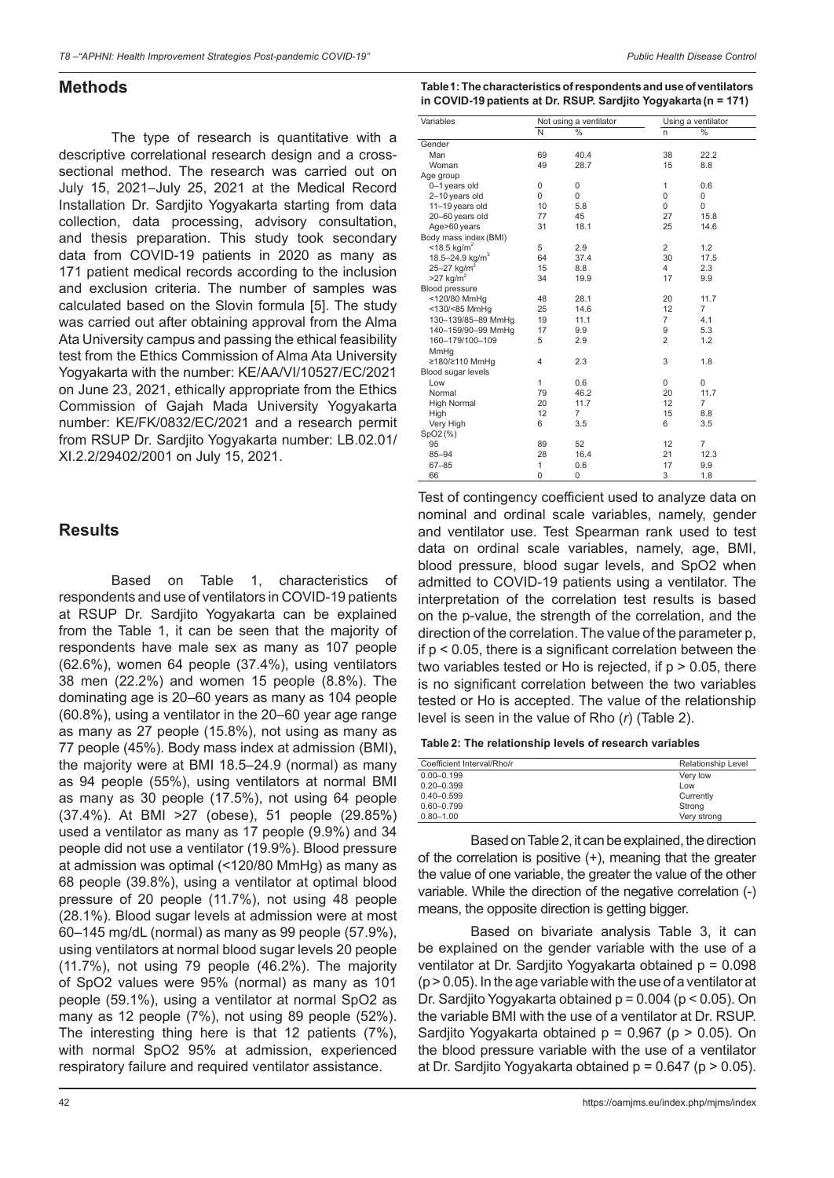## Methods

The type of research is quantitative with a descriptive correlational research design and a cross-sectional method. The research was carried out on July 15, 2021–July 25, 2021 at the Medical Record Installation Dr. Sardjito Yogyakarta starting from data collection, data processing, advisory consultation, and thesis preparation. This study took secondary data from COVID-19 patients in 2020 as many as 171 patient medical records according to the inclusion and exclusion criteria. The number of samples was calculated based on the Slovin formula [5]. The study was carried out after obtaining approval from the Alma Ata University campus and passing the ethical feasibility test from the Ethics Commission of Alma Ata University Yogyakarta with the number: KE/AA/VI/10527/EC/2021 on June 23, 2021, ethically appropriate from the Ethics Commission of Gajah Mada University Yogyakarta number: KE/FK/0832/EC/2021 and a research permit from RSUP Dr. Sardjito Yogyakarta number: LB.02.01/XI.2.2/29402/2001 on July 15, 2021.

## Results

Based on Table 1, characteristics of respondents and use of ventilators in COVID-19 patients at RSUP Dr. Sardjito Yogyakarta can be explained from the Table 1, it can be seen that the majority of respondents have male sex as many as 107 people (62.6%), women 64 people (37.4%), using ventilators 38 men (22.2%) and women 15 people (8.8%). The dominating age is 20–60 years as many as 104 people (60.8%), using a ventilator in the 20–60 year age range as many as 27 people (15.8%), not using as many as 77 people (45%). Body mass index at admission (BMI), the majority were at BMI 18.5–24.9 (normal) as many as 94 people (55%), using ventilators at normal BMI as many as 30 people (17.5%), not using 64 people (37.4%). At BMI >27 (obese), 51 people (29.85%) used a ventilator as many as 17 people (9.9%) and 34 people did not use a ventilator (19.9%). Blood pressure at admission was optimal (<120/80 MmHg) as many as 68 people (39.8%), using a ventilator at optimal blood pressure of 20 people (11.7%), not using 48 people (28.1%). Blood sugar levels at admission were at most 60–145 mg/dL (normal) as many as 99 people (57.9%), using ventilators at normal blood sugar levels 20 people (11.7%), not using 79 people (46.2%). The majority of SpO2 values were 95% (normal) as many as 101 people (59.1%), using a ventilator at normal SpO2 as many as 12 people (7%), not using 89 people (52%). The interesting thing here is that 12 patients (7%), with normal SpO2 95% at admission, experienced respiratory failure and required ventilator assistance.

**Table 1: The characteristics of respondents and use of ventilators in COVID-19 patients at Dr. RSUP. Sardjito Yogyakarta (n = 171)**

| Variables | Not using a ventilator | | Using a ventilator | |
|---|---|---|---|---|
| | N | % | n | % |
| Gender | | | | |
| Man | 69 | 40.4 | 38 | 22.2 |
| Woman | 49 | 28.7 | 15 | 8.8 |
| Age group | | | | |
| 0–1 years old | 0 | 0 | 1 | 0.6 |
| 2–10 years old | 0 | 0 | 0 | 0 |
| 11–19 years old | 10 | 5.8 | 0 | 0 |
| 20–60 years old | 77 | 45 | 27 | 15.8 |
| Age>60 years | 31 | 18.1 | 25 | 14.6 |
| Body mass index (BMI) | | | | |
| <18.5 kg/m$^2$ | 5 | 2.9 | 2 | 1.2 |
| 18.5–24.9 kg/m$^2$ | 64 | 37.4 | 30 | 17.5 |
| 25–27 kg/m$^2$ | 15 | 8.8 | 4 | 2.3 |
| >27 kg/m$^2$ | 34 | 19.9 | 17 | 9.9 |
| Blood pressure | | | | |
| <120/80 MmHg | 48 | 28.1 | 20 | 11.7 |
| <130/<85 MmHg | 25 | 14.6 | 12 | 7 |
| 130–139/85–89 MmHg | 19 | 11.1 | 7 | 4.1 |
| 140–159/90–99 MmHg | 17 | 9.9 | 9 | 5.3 |
| 160–179/100–109 MmHg | 5 | 2.9 | 2 | 1.2 |
| ≥180/≥110 MmHg | 4 | 2.3 | 3 | 1.8 |
| Blood sugar levels | | | | |
| Low | 1 | 0.6 | 0 | 0 |
| Normal | 79 | 46.2 | 20 | 11.7 |
| High Normal | 20 | 11.7 | 12 | 7 |
| High | 12 | 7 | 15 | 8.8 |
| Very High | 6 | 3.5 | 6 | 3.5 |
| SpO2 (%) | | | | |
| 95 | 89 | 52 | 12 | 7 |
| 85–94 | 28 | 16.4 | 21 | 12.3 |
| 67–85 | 1 | 0.6 | 17 | 9.9 |
| 66 | 0 | 0 | 3 | 1.8 |

Test of contingency coefficient used to analyze data on nominal and ordinal scale variables, namely, gender and ventilator use. Test Spearman rank used to test data on ordinal scale variables, namely, age, BMI, blood pressure, blood sugar levels, and SpO2 when admitted to COVID-19 patients using a ventilator. The interpretation of the correlation test results is based on the p-value, the strength of the correlation, and the direction of the correlation. The value of the parameter p, if $p < 0.05$, there is a significant correlation between the two variables tested or Ho is rejected, if $p > 0.05$, there is no significant correlation between the two variables tested or Ho is accepted. The value of the relationship level is seen in the value of Rho (*r*) (Table 2).

**Table 2: The relationship levels of research variables**

| Coefficient Interval/Rho/r | Relationship Level |
|---|---|
| 0.00–0.199 | Very low |
| 0.20–0.399 | Low |
| 0.40–0.599 | Currently |
| 0.60–0.799 | Strong |
| 0.80–1.00 | Very strong |

Based on Table 2, it can be explained, the direction of the correlation is positive (+), meaning that the greater the value of one variable, the greater the value of the other variable. While the direction of the negative correlation (-) means, the opposite direction is getting bigger.

Based on bivariate analysis Table 3, it can be explained on the gender variable with the use of a ventilator at Dr. Sardjito Yogyakarta obtained $p = 0.098$ ($p > 0.05$). In the age variable with the use of a ventilator at Dr. Sardjito Yogyakarta obtained $p = 0.004$ ($p < 0.05$). On the variable BMI with the use of a ventilator at Dr. RSUP. Sardjito Yogyakarta obtained $p = 0.967$ ($p > 0.05$). On the blood pressure variable with the use of a ventilator at Dr. Sardjito Yogyakarta obtained $p = 0.647$ ($p > 0.05$).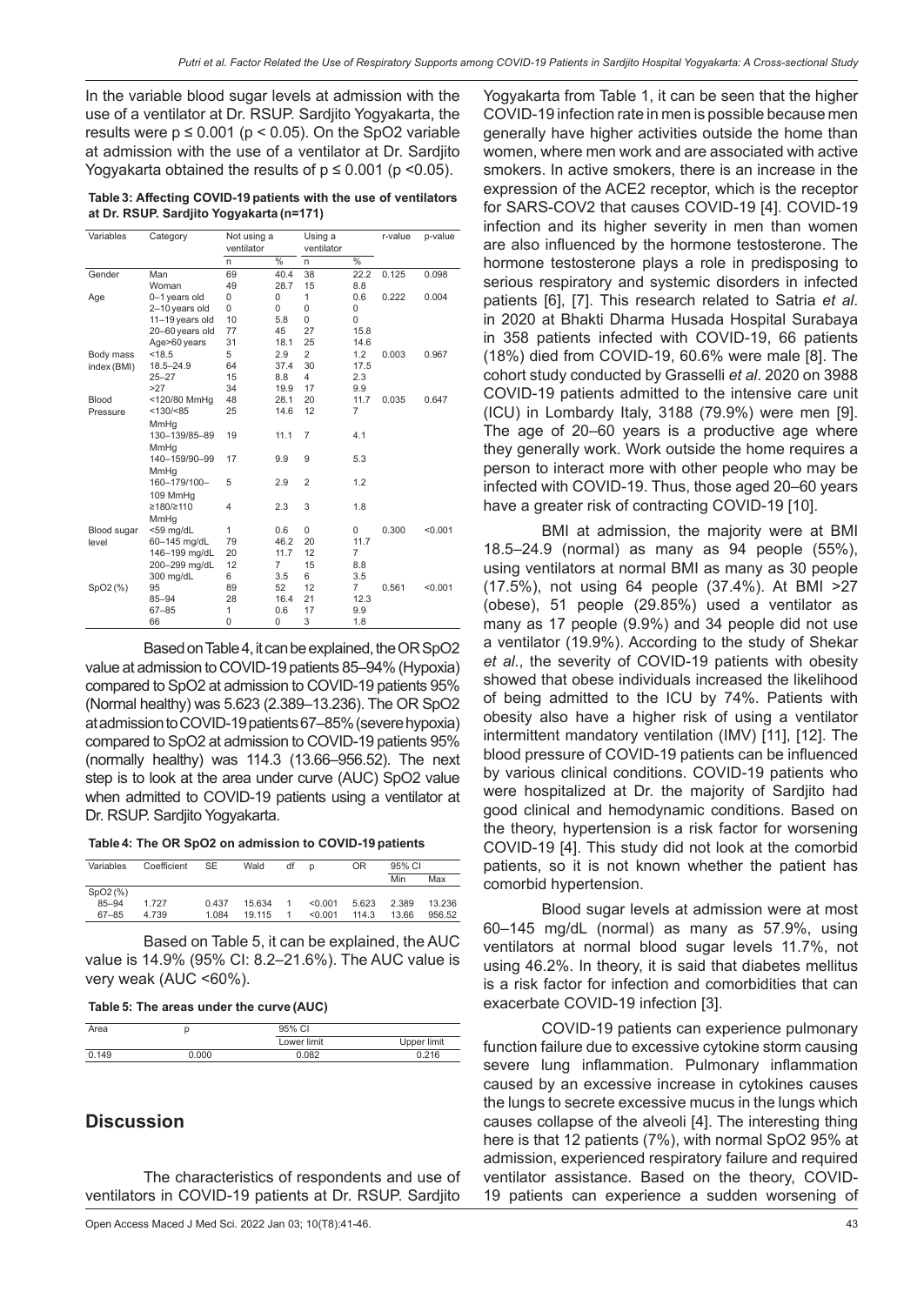In the variable blood sugar levels at admission with the use of a ventilator at Dr. RSUP. Sardjito Yogyakarta, the results were $p \leq 0.001$ ($p < 0.05$). On the SpO2 variable at admission with the use of a ventilator at Dr. Sardjito Yogyakarta obtained the results of $p \leq 0.001$ ($p < 0.05$).

**Table 3: Affecting COVID-19 patients with the use of ventilators at Dr. RSUP. Sardjito Yogyakarta (n=171)**

| Variables | Category | Not using a ventilator | | Using a ventilator | | r-value | p-value |
|---|---|---|---|---|---|---|---|
| | | n | % | n | % | | |
| Gender | Man | 69 | 40.4 | 38 | 22.2 | 0.125 | 0.098 |
| | Woman | 49 | 28.7 | 15 | 8.8 | | |
| Age | 0–1 years old | 0 | 0 | 1 | 0.6 | 0.222 | 0.004 |
| | 2–10 years old | 0 | 0 | 0 | 0 | | |
| | 11–19 years old | 10 | 5.8 | 0 | 0 | | |
| | 20–60 years old | 77 | 45 | 27 | 15.8 | | |
| | Age>60 years | 31 | 18.1 | 25 | 14.6 | | |
| Body mass index (BMI) | <18.5 | 5 | 2.9 | 2 | 1.2 | 0.003 | 0.967 |
| | 18.5–24.9 | 64 | 37.4 | 30 | 17.5 | | |
| | 25–27 | 15 | 8.8 | 4 | 2.3 | | |
| | >27 | 34 | 19.9 | 17 | 9.9 | | |
| Blood Pressure | <120/80 MmHg | 48 | 28.1 | 20 | 11.7 | 0.035 | 0.647 |
| | <130/<85 MmHg | 25 | 14.6 | 12 | 7 | | |
| | 130–139/85–89 MmHg | 19 | 11.1 | 7 | 4.1 | | |
| | 140–159/90–99 MmHg | 17 | 9.9 | 9 | 5.3 | | |
| | 160–179/100–109 MmHg | 5 | 2.9 | 2 | 1.2 | | |
| | ≥180/≥110 MmHg | 4 | 2.3 | 3 | 1.8 | | |
| Blood sugar level | <59 mg/dL | 1 | 0.6 | 0 | 0 | 0.300 | <0.001 |
| | 60–145 mg/dL | 79 | 46.2 | 20 | 11.7 | | |
| | 146–199 mg/dL | 20 | 11.7 | 12 | 7 | | |
| | 200–299 mg/dL | 12 | 7 | 15 | 8.8 | | |
| | 300 mg/dL | 6 | 3.5 | 6 | 3.5 | | |
| SpO2 (%) | 95 | 89 | 52 | 12 | 7 | 0.561 | <0.001 |
| | 85–94 | 28 | 16.4 | 21 | 12.3 | | |
| | 67–85 | 1 | 0.6 | 17 | 9.9 | | |
| | 66 | 0 | 0 | 3 | 1.8 | | |

Based on Table 4, it can be explained, the OR SpO2 value at admission to COVID-19 patients 85–94% (Hypoxia) compared to SpO2 at admission to COVID-19 patients 95% (Normal healthy) was 5.623 (2.389–13.236). The OR SpO2 at admission to COVID-19 patients 67–85% (severe hypoxia) compared to SpO2 at admission to COVID-19 patients 95% (normally healthy) was 114.3 (13.66–956.52). The next step is to look at the area under curve (AUC) SpO2 value when admitted to COVID-19 patients using a ventilator at Dr. RSUP. Sardjito Yogyakarta.

**Table 4: The OR SpO2 on admission to COVID-19 patients**

| Variables | Coefficient | SE | Wald | df | p | OR | 95% CI | |
|---|---|---|---|---|---|---|---|---|
| | | | | | | | Min | Max |
| SpO2 (%) | | | | | | | | |
| 85–94 | 1.727 | 0.437 | 15.634 | 1 | <0.001 | 5.623 | 2.389 | 13.236 |
| 67–85 | 4.739 | 1.084 | 19.115 | 1 | <0.001 | 114.3 | 13.66 | 956.52 |

Based on Table 5, it can be explained, the AUC value is 14.9% (95% CI: 8.2–21.6%). The AUC value is very weak (AUC <60%).

**Table 5: The areas under the curve (AUC)**

| Area | p | 95% CI | |
|---|---|---|---|
| | | Lower limit | Upper limit |
| 0.149 | 0.000 | 0.082 | 0.216 |

## Discussion

The characteristics of respondents and use of ventilators in COVID-19 patients at Dr. RSUP. Sardjito Yogyakarta from Table 1, it can be seen that the higher COVID-19 infection rate in men is possible because men generally have higher activities outside the home than women, where men work and are associated with active smokers. In active smokers, there is an increase in the expression of the ACE2 receptor, which is the receptor for SARS-COV2 that causes COVID-19 [4]. COVID-19 infection and its higher severity in men than women are also influenced by the hormone testosterone. The hormone testosterone plays a role in predisposing to serious respiratory and systemic disorders in infected patients [6], [7]. This research related to Satria *et al*. in 2020 at Bhakti Dharma Husada Hospital Surabaya in 358 patients infected with COVID-19, 66 patients (18%) died from COVID-19, 60.6% were male [8]. The cohort study conducted by Grasselli *et al*. 2020 on 3988 COVID-19 patients admitted to the intensive care unit (ICU) in Lombardy Italy, 3188 (79.9%) were men [9]. The age of 20–60 years is a productive age where they generally work. Work outside the home requires a person to interact more with other people who may be infected with COVID-19. Thus, those aged 20–60 years have a greater risk of contracting COVID-19 [10].

BMI at admission, the majority were at BMI 18.5–24.9 (normal) as many as 94 people (55%), using ventilators at normal BMI as many as 30 people (17.5%), not using 64 people (37.4%). At BMI >27 (obese), 51 people (29.85%) used a ventilator as many as 17 people (9.9%) and 34 people did not use a ventilator (19.9%). According to the study of Shekar *et al*., the severity of COVID-19 patients with obesity showed that obese individuals increased the likelihood of being admitted to the ICU by 74%. Patients with obesity also have a higher risk of using a ventilator intermittent mandatory ventilation (IMV) [11], [12]. The blood pressure of COVID-19 patients can be influenced by various clinical conditions. COVID-19 patients who were hospitalized at Dr. the majority of Sardjito had good clinical and hemodynamic conditions. Based on the theory, hypertension is a risk factor for worsening COVID-19 [4]. This study did not look at the comorbid patients, so it is not known whether the patient has comorbid hypertension.

Blood sugar levels at admission were at most 60–145 mg/dL (normal) as many as 57.9%, using ventilators at normal blood sugar levels 11.7%, not using 46.2%. In theory, it is said that diabetes mellitus is a risk factor for infection and comorbidities that can exacerbate COVID-19 infection [3].

COVID-19 patients can experience pulmonary function failure due to excessive cytokine storm causing severe lung inflammation. Pulmonary inflammation caused by an excessive increase in cytokines causes the lungs to secrete excessive mucus in the lungs which causes collapse of the alveoli [4]. The interesting thing here is that 12 patients (7%), with normal SpO2 95% at admission, experienced respiratory failure and required ventilator assistance. Based on the theory, COVID-19 patients can experience a sudden worsening of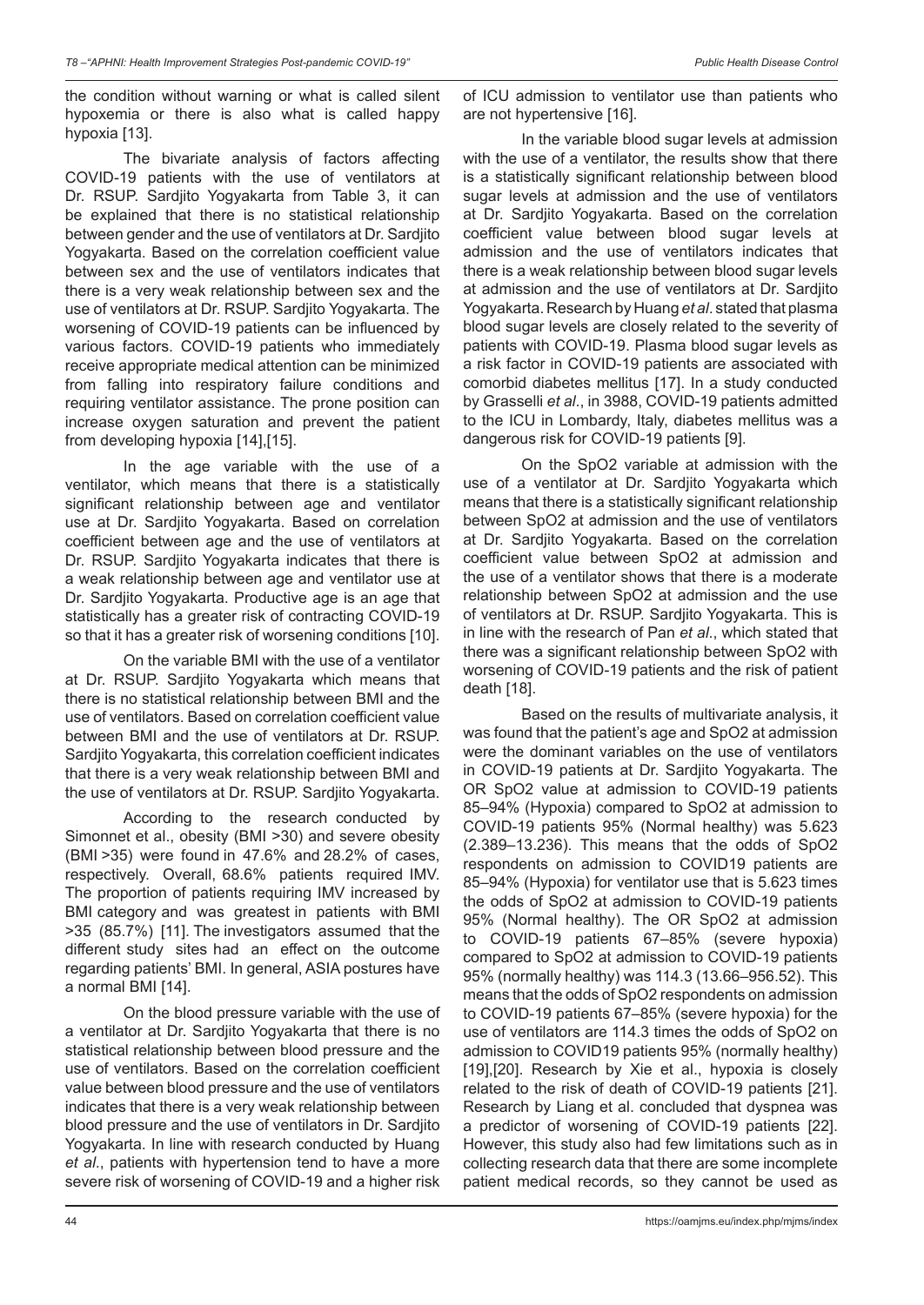the condition without warning or what is called silent hypoxemia or there is also what is called happy hypoxia [13].

The bivariate analysis of factors affecting COVID-19 patients with the use of ventilators at Dr. RSUP. Sardjito Yogyakarta from Table 3, it can be explained that there is no statistical relationship between gender and the use of ventilators at Dr. Sardjito Yogyakarta. Based on the correlation coefficient value between sex and the use of ventilators indicates that there is a very weak relationship between sex and the use of ventilators at Dr. RSUP. Sardjito Yogyakarta. The worsening of COVID-19 patients can be influenced by various factors. COVID-19 patients who immediately receive appropriate medical attention can be minimized from falling into respiratory failure conditions and requiring ventilator assistance. The prone position can increase oxygen saturation and prevent the patient from developing hypoxia [14],[15].

In the age variable with the use of a ventilator, which means that there is a statistically significant relationship between age and ventilator use at Dr. Sardjito Yogyakarta. Based on correlation coefficient between age and the use of ventilators at Dr. RSUP. Sardjito Yogyakarta indicates that there is a weak relationship between age and ventilator use at Dr. Sardjito Yogyakarta. Productive age is an age that statistically has a greater risk of contracting COVID-19 so that it has a greater risk of worsening conditions [10].

On the variable BMI with the use of a ventilator at Dr. RSUP. Sardjito Yogyakarta which means that there is no statistical relationship between BMI and the use of ventilators. Based on correlation coefficient value between BMI and the use of ventilators at Dr. RSUP. Sardjito Yogyakarta, this correlation coefficient indicates that there is a very weak relationship between BMI and the use of ventilators at Dr. RSUP. Sardjito Yogyakarta.

According to the research conducted by Simonnet et al., obesity (BMI >30) and severe obesity (BMI >35) were found in 47.6% and 28.2% of cases, respectively. Overall, 68.6% patients required IMV. The proportion of patients requiring IMV increased by BMI category and was greatest in patients with BMI >35 (85.7%) [11]. The investigators assumed that the different study sites had an effect on the outcome regarding patients' BMI. In general, ASIA postures have a normal BMI [14].

On the blood pressure variable with the use of a ventilator at Dr. Sardjito Yogyakarta that there is no statistical relationship between blood pressure and the use of ventilators. Based on the correlation coefficient value between blood pressure and the use of ventilators indicates that there is a very weak relationship between blood pressure and the use of ventilators in Dr. Sardjito Yogyakarta. In line with research conducted by Huang *et al.*, patients with hypertension tend to have a more severe risk of worsening of COVID-19 and a higher risk of ICU admission to ventilator use than patients who are not hypertensive [16].

In the variable blood sugar levels at admission with the use of a ventilator, the results show that there is a statistically significant relationship between blood sugar levels at admission and the use of ventilators at Dr. Sardjito Yogyakarta. Based on the correlation coefficient value between blood sugar levels at admission and the use of ventilators indicates that there is a weak relationship between blood sugar levels at admission and the use of ventilators at Dr. Sardjito Yogyakarta. Research by Huang *et al*. stated that plasma blood sugar levels are closely related to the severity of patients with COVID-19. Plasma blood sugar levels as a risk factor in COVID-19 patients are associated with comorbid diabetes mellitus [17]. In a study conducted by Grasselli *et al*., in 3988, COVID-19 patients admitted to the ICU in Lombardy, Italy, diabetes mellitus was a dangerous risk for COVID-19 patients [9].

On the SpO2 variable at admission with the use of a ventilator at Dr. Sardjito Yogyakarta which means that there is a statistically significant relationship between SpO2 at admission and the use of ventilators at Dr. Sardjito Yogyakarta. Based on the correlation coefficient value between SpO2 at admission and the use of a ventilator shows that there is a moderate relationship between SpO2 at admission and the use of ventilators at Dr. RSUP. Sardjito Yogyakarta. This is in line with the research of Pan *et al*., which stated that there was a significant relationship between SpO2 with worsening of COVID-19 patients and the risk of patient death [18].

Based on the results of multivariate analysis, it was found that the patient's age and SpO2 at admission were the dominant variables on the use of ventilators in COVID-19 patients at Dr. Sardjito Yogyakarta. The OR SpO2 value at admission to COVID-19 patients 85–94% (Hypoxia) compared to SpO2 at admission to COVID-19 patients 95% (Normal healthy) was 5.623 (2.389–13.236). This means that the odds of SpO2 respondents on admission to COVID19 patients are 85–94% (Hypoxia) for ventilator use that is 5.623 times the odds of SpO2 at admission to COVID-19 patients 95% (Normal healthy). The OR SpO2 at admission to COVID-19 patients 67–85% (severe hypoxia) compared to SpO2 at admission to COVID-19 patients 95% (normally healthy) was 114.3 (13.66–956.52). This means that the odds of SpO2 respondents on admission to COVID-19 patients 67–85% (severe hypoxia) for the use of ventilators are 114.3 times the odds of SpO2 on admission to COVID19 patients 95% (normally healthy) [19],[20]. Research by Xie et al., hypoxia is closely related to the risk of death of COVID-19 patients [21]. Research by Liang et al. concluded that dyspnea was a predictor of worsening of COVID-19 patients [22]. However, this study also had few limitations such as in collecting research data that there are some incomplete patient medical records, so they cannot be used as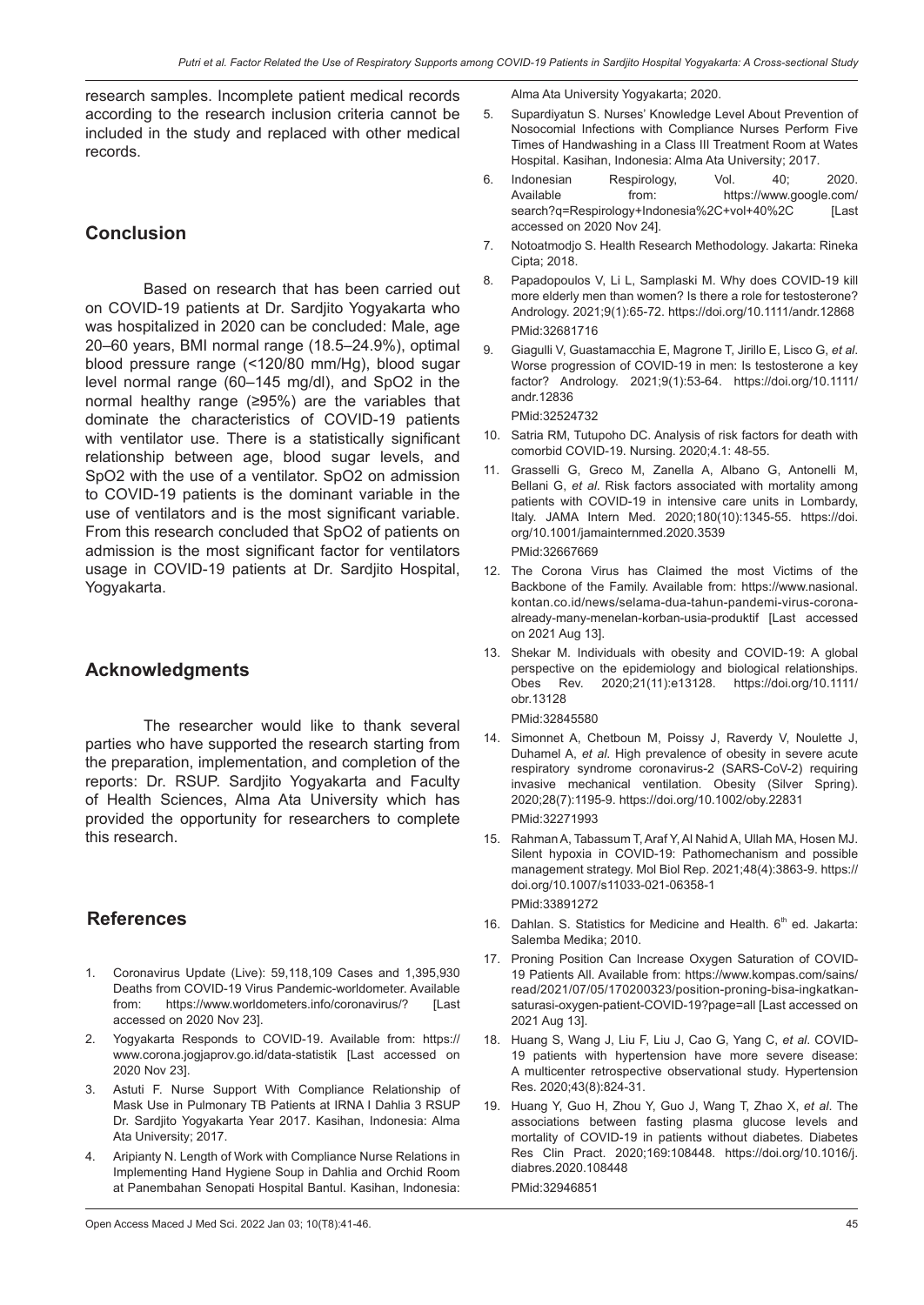research samples. Incomplete patient medical records according to the research inclusion criteria cannot be included in the study and replaced with other medical records.

## Conclusion

Based on research that has been carried out on COVID-19 patients at Dr. Sardjito Yogyakarta who was hospitalized in 2020 can be concluded: Male, age 20–60 years, BMI normal range (18.5–24.9%), optimal blood pressure range (<120/80 mm/Hg), blood sugar level normal range (60–145 mg/dl), and SpO2 in the normal healthy range (≥95%) are the variables that dominate the characteristics of COVID-19 patients with ventilator use. There is a statistically significant relationship between age, blood sugar levels, and SpO2 with the use of a ventilator. SpO2 on admission to COVID-19 patients is the dominant variable in the use of ventilators and is the most significant variable. From this research concluded that SpO2 of patients on admission is the most significant factor for ventilators usage in COVID-19 patients at Dr. Sardjito Hospital, Yogyakarta.

## Acknowledgments

The researcher would like to thank several parties who have supported the research starting from the preparation, implementation, and completion of the reports: Dr. RSUP. Sardjito Yogyakarta and Faculty of Health Sciences, Alma Ata University which has provided the opportunity for researchers to complete this research.

## References

1. Coronavirus Update (Live): 59,118,109 Cases and 1,395,930 Deaths from COVID-19 Virus Pandemic-worldometer. Available from: https://www.worldometers.info/coronavirus/? [Last accessed on 2020 Nov 23].
2. Yogyakarta Responds to COVID-19. Available from: https://www.corona.jogjaprov.go.id/data-statistik [Last accessed on 2020 Nov 23].
3. Astuti F. Nurse Support With Compliance Relationship of Mask Use in Pulmonary TB Patients at IRNA I Dahlia 3 RSUP Dr. Sardjito Yogyakarta Year 2017. Kasihan, Indonesia: Alma Ata University; 2017.
4. Aripianty N. Length of Work with Compliance Nurse Relations in Implementing Hand Hygiene Soup in Dahlia and Orchid Room at Panembahan Senopati Hospital Bantul. Kasihan, Indonesia: Alma Ata University Yogyakarta; 2020.
5. Supardiyatun S. Nurses' Knowledge Level About Prevention of Nosocomial Infections with Compliance Nurses Perform Five Times of Handwashing in a Class III Treatment Room at Wates Hospital. Kasihan, Indonesia: Alma Ata University; 2017.
6. Indonesian Respirology, Vol. 40; 2020. Available from: https://www.google.com/search?q=Respirology+Indonesia%2C+vol+40%2C [Last accessed on 2020 Nov 24].
7. Notoatmodjo S. Health Research Methodology. Jakarta: Rineka Cipta; 2018.
8. Papadopoulos V, Li L, Samplaski M. Why does COVID-19 kill more elderly men than women? Is there a role for testosterone? Andrology. 2021;9(1):65-72. https://doi.org/10.1111/andr.12868 PMid:32681716
9. Giagulli V, Guastamacchia E, Magrone T, Jirillo E, Lisco G, *et al*. Worse progression of COVID-19 in men: Is testosterone a key factor? Andrology. 2021;9(1):53-64. https://doi.org/10.1111/andr.12836 PMid:32524732
10. Satria RM, Tutupoho DC. Analysis of risk factors for death with comorbid COVID-19. Nursing. 2020;4.1: 48-55.
11. Grasselli G, Greco M, Zanella A, Albano G, Antonelli M, Bellani G, *et al*. Risk factors associated with mortality among patients with COVID-19 in intensive care units in Lombardy, Italy. JAMA Intern Med. 2020;180(10):1345-55. https://doi.org/10.1001/jamainternmed.2020.3539 PMid:32667669
12. The Corona Virus has Claimed the most Victims of the Backbone of the Family. Available from: https://www.nasional.kontan.co.id/news/selama-dua-tahun-pandemi-virus-corona-already-many-menelan-korban-usia-produktif [Last accessed on 2021 Aug 13].
13. Shekar M. Individuals with obesity and COVID-19: A global perspective on the epidemiology and biological relationships. Obes Rev. 2020;21(11):e13128. https://doi.org/10.1111/obr.13128 PMid:32845580
14. Simonnet A, Chetboun M, Poissy J, Raverdy V, Noulette J, Duhamel A, *et al*. High prevalence of obesity in severe acute respiratory syndrome coronavirus-2 (SARS-CoV-2) requiring invasive mechanical ventilation. Obesity (Silver Spring). 2020;28(7):1195-9. https://doi.org/10.1002/oby.22831 PMid:32271993
15. Rahman A, Tabassum T, Araf Y, Al Nahid A, Ullah MA, Hosen MJ. Silent hypoxia in COVID-19: Pathomechanism and possible management strategy. Mol Biol Rep. 2021;48(4):3863-9. https://doi.org/10.1007/s11033-021-06358-1 PMid:33891272
16. Dahlan. S. Statistics for Medicine and Health. 6th ed. Jakarta: Salemba Medika; 2010.
17. Proning Position Can Increase Oxygen Saturation of COVID-19 Patients All. Available from: https://www.kompas.com/sains/read/2021/07/05/170200323/position-proning-bisa-ingkatkan-saturasi-oxygen-patient-COVID-19?page=all [Last accessed on 2021 Aug 13].
18. Huang S, Wang J, Liu F, Liu J, Cao G, Yang C, *et al*. COVID-19 patients with hypertension have more severe disease: A multicenter retrospective observational study. Hypertension Res. 2020;43(8):824-31.
19. Huang Y, Guo H, Zhou Y, Guo J, Wang T, Zhao X, *et al*. The associations between fasting plasma glucose levels and mortality of COVID-19 in patients without diabetes. Diabetes Res Clin Pract. 2020;169:108448. https://doi.org/10.1016/j.diabres.2020.108448 PMid:32946851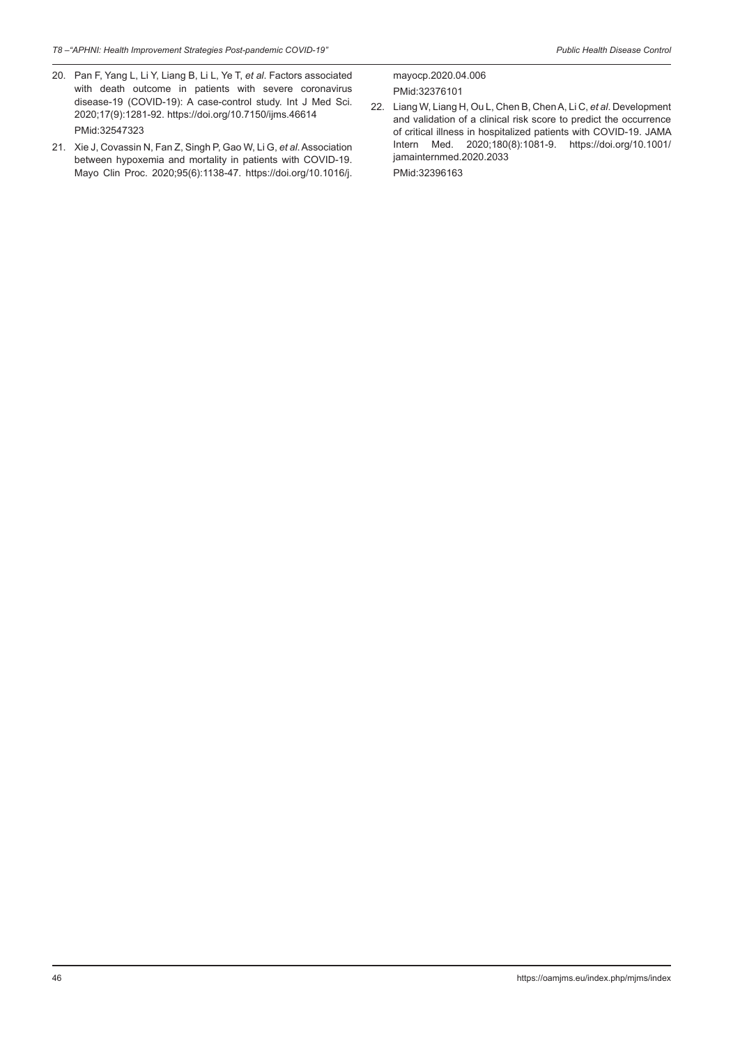20. Pan F, Yang L, Li Y, Liang B, Li L, Ye T, *et al*. Factors associated with death outcome in patients with severe coronavirus disease-19 (COVID-19): A case-control study. Int J Med Sci. 2020;17(9):1281-92. https://doi.org/10.7150/ijms.46614
    PMid:32547323

21. Xie J, Covassin N, Fan Z, Singh P, Gao W, Li G, *et al*. Association between hypoxemia and mortality in patients with COVID-19. Mayo Clin Proc. 2020;95(6):1138-47. https://doi.org/10.1016/j.mayocp.2020.04.006
    PMid:32376101

22. Liang W, Liang H, Ou L, Chen B, Chen A, Li C, *et al*. Development and validation of a clinical risk score to predict the occurrence of critical illness in hospitalized patients with COVID-19. JAMA Intern Med. 2020;180(8):1081-9. https://doi.org/10.1001/jamainternmed.2020.2033
    PMid:32396163